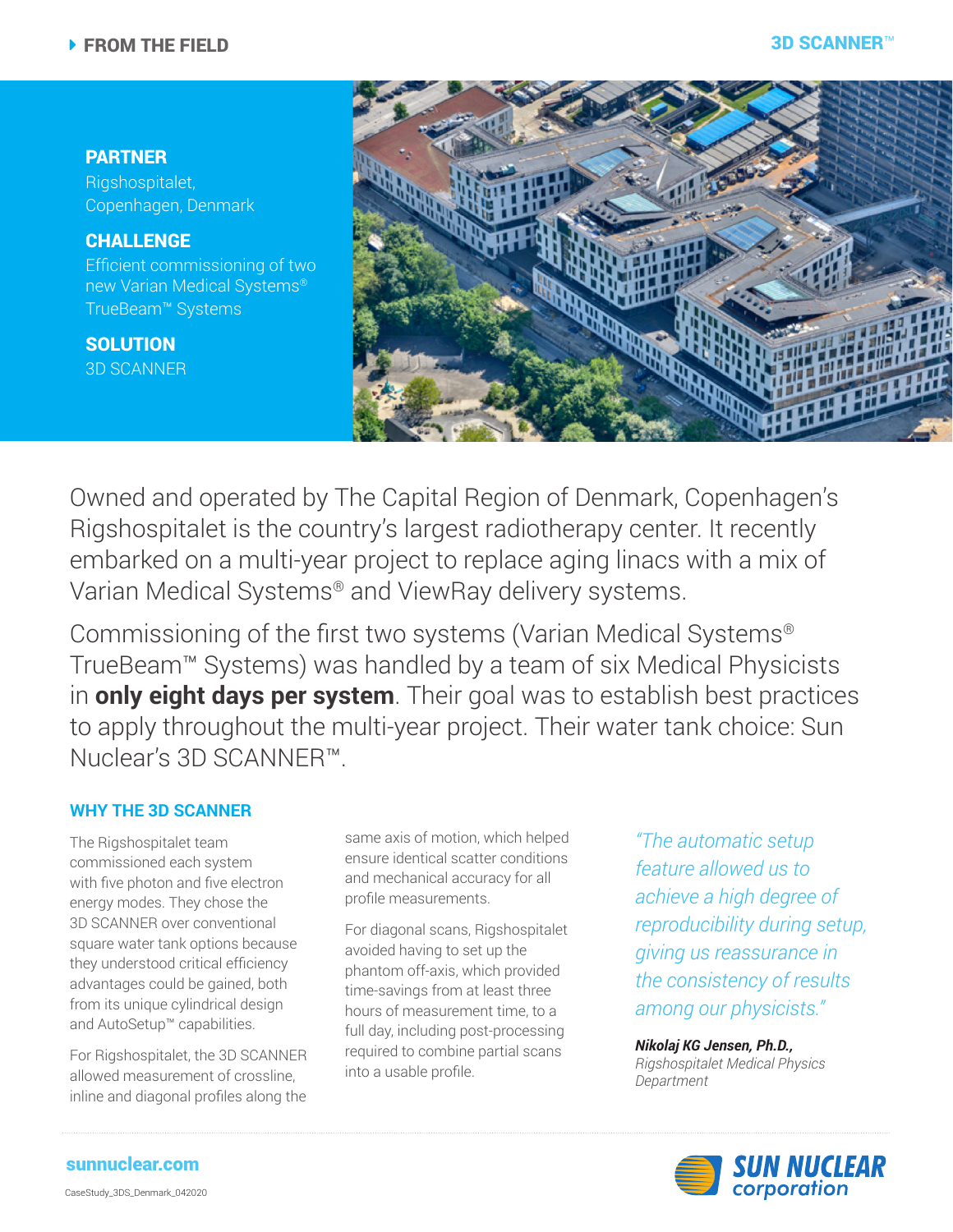FROM THE FIELD

3D SCANNER™

**PARTNER**
Rigshospitalet,
Copenhagen, Denmark

**CHALLENGE**
Efficient commissioning of two new Varian Medical Systems® TrueBeam™ Systems

**SOLUTION**
3D SCANNER

Owned and operated by The Capital Region of Denmark, Copenhagen's Rigshospitalet is the country's largest radiotherapy center. It recently embarked on a multi-year project to replace aging linacs with a mix of Varian Medical Systems® and ViewRay delivery systems.

Commissioning of the first two systems (Varian Medical Systems® TrueBeam™ Systems) was handled by a team of six Medical Physicists in **only eight days per system**. Their goal was to establish best practices to apply throughout the multi-year project. Their water tank choice: Sun Nuclear's 3D SCANNER™.

## WHY THE 3D SCANNER

The Rigshospitalet team commissioned each system with five photon and five electron energy modes. They chose the 3D SCANNER over conventional square water tank options because they understood critical efficiency advantages could be gained, both from its unique cylindrical design and AutoSetup™ capabilities.

For Rigshospitalet, the 3D SCANNER allowed measurement of crossline, inline and diagonal profiles along the same axis of motion, which helped ensure identical scatter conditions and mechanical accuracy for all profile measurements.

For diagonal scans, Rigshospitalet avoided having to set up the phantom off-axis, which provided time-savings from at least three hours of measurement time, to a full day, including post-processing required to combine partial scans into a usable profile.

*"The automatic setup feature allowed us to achieve a high degree of reproducibility during setup, giving us reassurance in the consistency of results among our physicists."*

***Nikolaj KG Jensen, Ph.D.,***
*Rigshospitalet Medical Physics Department*

sunnuclear.com

CaseStudy_3DS_Denmark_042020

SUN NUCLEAR corporation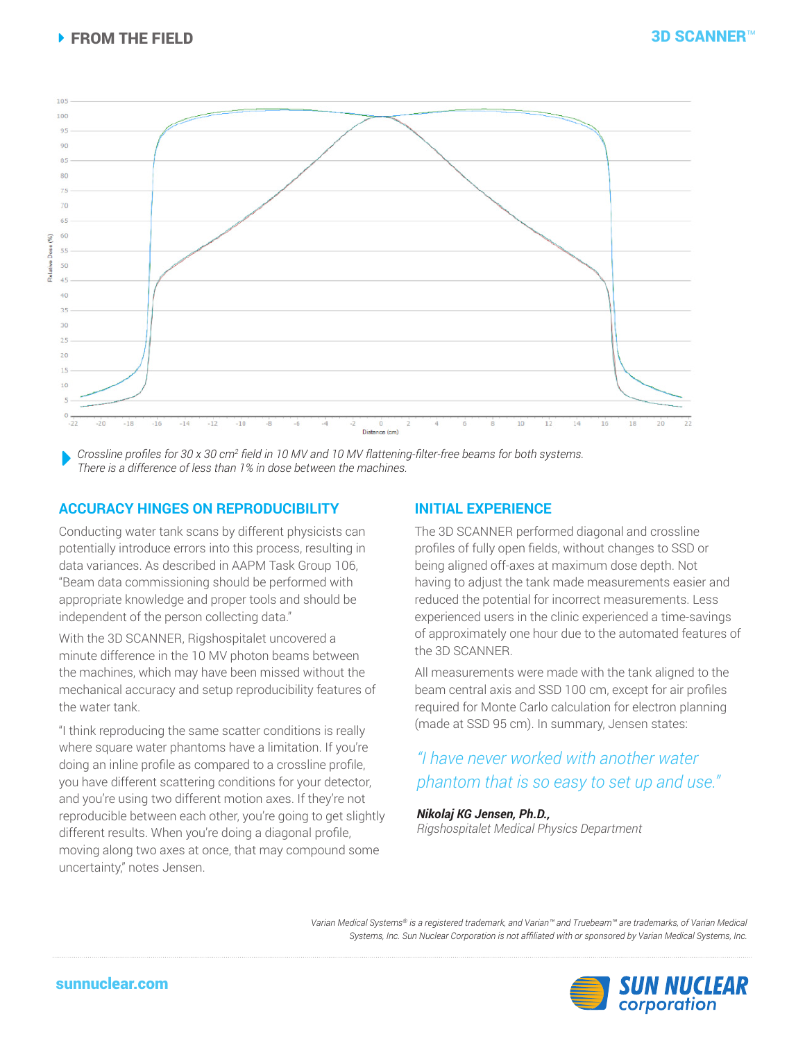Relative Dose (%)

105
100
95
90
85
80
75
70
65
60
55
50
45
40
35
30
25
20
15
10
5
0

-22 -20 -18 -16 -14 -12 -10 -8 -6 -4 -2 0 2 4 6 8 10 12 14 16 18 20 22

Distance (cm)

*Crossline profiles for 30 x 30 cm² field in 10 MV and 10 MV flattening-filter-free beams for both systems. There is a difference of less than 1% in dose between the machines.*

## ACCURACY HINGES ON REPRODUCIBILITY

Conducting water tank scans by different physicists can potentially introduce errors into this process, resulting in data variances. As described in AAPM Task Group 106, "Beam data commissioning should be performed with appropriate knowledge and proper tools and should be independent of the person collecting data."

With the 3D SCANNER, Rigshospitalet uncovered a minute difference in the 10 MV photon beams between the machines, which may have been missed without the mechanical accuracy and setup reproducibility features of the water tank.

"I think reproducing the same scatter conditions is really where square water phantoms have a limitation. If you're doing an inline profile as compared to a crossline profile, you have different scattering conditions for your detector, and you're using two different motion axes. If they're not reproducible between each other, you're going to get slightly different results. When you're doing a diagonal profile, moving along two axes at once, that may compound some uncertainty," notes Jensen.

## INITIAL EXPERIENCE

The 3D SCANNER performed diagonal and crossline profiles of fully open fields, without changes to SSD or being aligned off-axes at maximum dose depth. Not having to adjust the tank made measurements easier and reduced the potential for incorrect measurements. Less experienced users in the clinic experienced a time-savings of approximately one hour due to the automated features of the 3D SCANNER.

All measurements were made with the tank aligned to the beam central axis and SSD 100 cm, except for air profiles required for Monte Carlo calculation for electron planning (made at SSD 95 cm). In summary, Jensen states:

> *"I have never worked with another water phantom that is so easy to set up and use."*

***Nikolaj KG Jensen, Ph.D.,***
*Rigshospitalet Medical Physics Department*

*Varian Medical Systems® is a registered trademark, and Varian™ and Truebeam™ are trademarks, of Varian Medical Systems, Inc. Sun Nuclear Corporation is not affiliated with or sponsored by Varian Medical Systems, Inc.*

sunnuclear.com

SUN NUCLEAR corporation